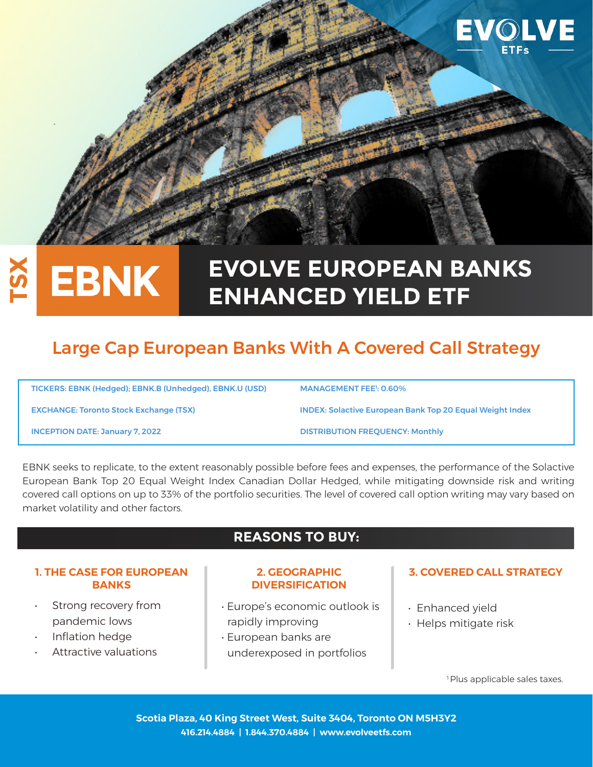EVOLVE ETFs

TSX

# EBNK

# EVOLVE EUROPEAN BANKS ENHANCED YIELD ETF

## Large Cap European Banks With A Covered Call Strategy

| | |
|---|---|
| TICKERS: EBNK (Hedged); EBNK.B (Unhedged), EBNK.U (USD) | MANAGEMENT FEE[1]: 0.60% |
| EXCHANGE: Toronto Stock Exchange (TSX) | INDEX: Solactive European Bank Top 20 Equal Weight Index |
| INCEPTION DATE: January 7, 2022 | DISTRIBUTION FREQUENCY: Monthly |

EBNK seeks to replicate, to the extent reasonably possible before fees and expenses, the performance of the Solactive European Bank Top 20 Equal Weight Index Canadian Dollar Hedged, while mitigating downside risk and writing covered call options on up to 33% of the portfolio securities. The level of covered call option writing may vary based on market volatility and other factors.

## REASONS TO BUY:

### 1. THE CASE FOR EUROPEAN BANKS

- Strong recovery from pandemic lows
- Inflation hedge
- Attractive valuations

### 2. GEOGRAPHIC DIVERSIFICATION

- Europe's economic outlook is rapidly improving
- European banks are underexposed in portfolios

### 3. COVERED CALL STRATEGY

- Enhanced yield
- Helps mitigate risk

[1] Plus applicable sales taxes.

**Scotia Plaza, 40 King Street West, Suite 3404, Toronto ON M5H3Y2**
**416.214.4884 | 1.844.370.4884 | www.evolveetfs.com**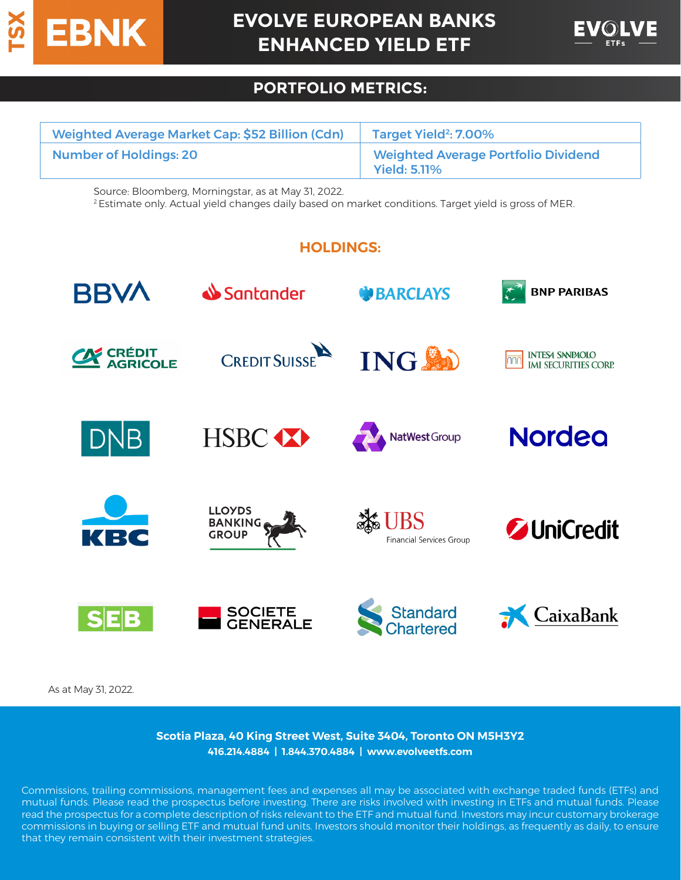# EBNK — EVOLVE EUROPEAN BANKS ENHANCED YIELD ETF

TSX

## PORTFOLIO METRICS:

| | |
|---|---|
| Weighted Average Market Cap: $52 Billion (Cdn) | Target Yield[2]: 7.00% |
| Number of Holdings: 20 | Weighted Average Portfolio Dividend Yield: 5.11% |

Source: Bloomberg, Morningstar, as at May 31, 2022.
[2] Estimate only. Actual yield changes daily based on market conditions. Target yield is gross of MER.

## HOLDINGS:

BBVA
Santander
BARCLAYS
BNP PARIBAS
CRÉDIT AGRICOLE
CREDIT SUISSE
ING
INTESA SANPAOLO IMI SECURITIES CORP.
DNB
HSBC
NatWest Group
Nordea
KBC
LLOYDS BANKING GROUP
UBS Financial Services Group
UniCredit
SEB
SOCIETE GENERALE
Standard Chartered
CaixaBank

As at May 31, 2022.

**Scotia Plaza, 40 King Street West, Suite 3404, Toronto ON M5H3Y2**
**416.214.4884 | 1.844.370.4884 | www.evolveetfs.com**

Commissions, trailing commissions, management fees and expenses all may be associated with exchange traded funds (ETFs) and mutual funds. Please read the prospectus before investing. There are risks involved with investing in ETFs and mutual funds. Please read the prospectus for a complete description of risks relevant to the ETF and mutual fund. Investors may incur customary brokerage commissions in buying or selling ETF and mutual fund units. Investors should monitor their holdings, as frequently as daily, to ensure that they remain consistent with their investment strategies.